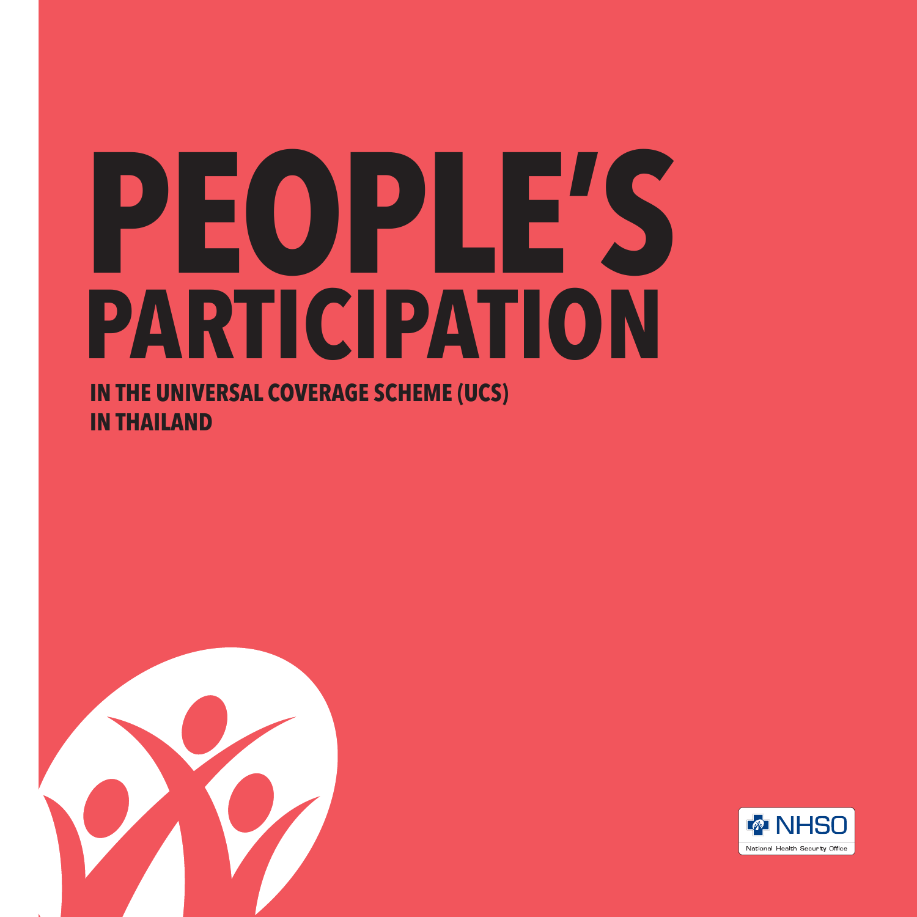# PEOPLE'S PARTICIPATION

## IN THE UNIVERSAL COVERAGE SCHEME (UCS) IN THAILAND

NHSO

National Health Security Office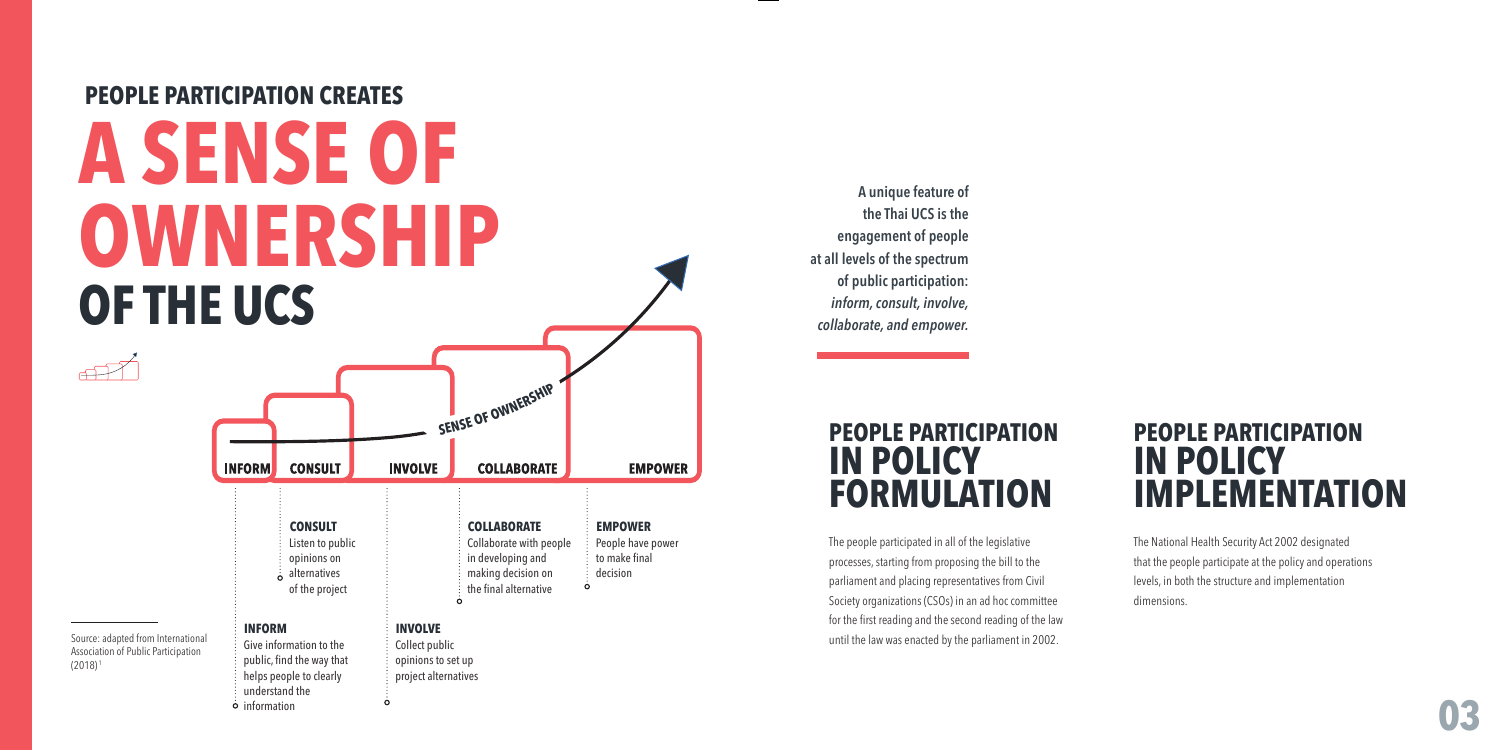# PEOPLE PARTICIPATION CREATES A SENSE OF OWNERSHIP OF THE UCS

INFORM | CONSULT | INVOLVE | COLLABORATE | EMPOWER

SENSE OF OWNERSHIP

**INFORM**
Give information to the public, find the way that helps people to clearly understand the information

**CONSULT**
Listen to public opinions on alternatives of the project

**INVOLVE**
Collect public opinions to set up project alternatives

**COLLABORATE**
Collaborate with people in developing and making decision on the final alternative

**EMPOWER**
People have power to make final decision

Source: adapted from International Association of Public Participation (2018)[1]

**A unique feature of the Thai UCS is the engagement of people at all levels of the spectrum of public participation: *inform, consult, involve, collaborate, and empower.***

## PEOPLE PARTICIPATION IN POLICY FORMULATION

The people participated in all of the legislative processes, starting from proposing the bill to the parliament and placing representatives from Civil Society organizations (CSOs) in an ad hoc committee for the first reading and the second reading of the law until the law was enacted by the parliament in 2002.

## PEOPLE PARTICIPATION IN POLICY IMPLEMENTATION

The National Health Security Act 2002 designated that the people participate at the policy and operations levels, in both the structure and implementation dimensions.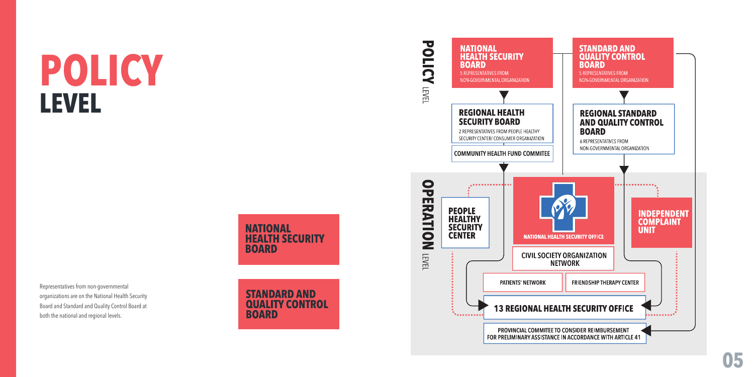# POLICY LEVEL

Representatives from non-governmental organizations are on the National Health Security Board and Standard and Quality Control Board at both the national and regional levels.

**NATIONAL HEALTH SECURITY BOARD**

**STANDARD AND QUALITY CONTROL BOARD**

**POLICY** LEVEL

**NATIONAL HEALTH SECURITY BOARD**
5 REPRESENTATIVES FROM NON-GOVERNMENTAL ORGANIZATION

**STANDARD AND QUALITY CONTROL BOARD**
5 REPRESENTATIVES FROM NON-GOVERNMENTAL ORGANIZATION

**REGIONAL HEALTH SECURITY BOARD**
2 REPRESENTATIVES FROM PEOPLE HEALTHY SECURITY CENTER/ CONSUMER ORGANIZATION

**COMMUNITY HEALTH FUND COMMITEE**

**REGIONAL STANDARD AND QUALITY CONTROL BOARD**
6 REPRESENTATIVES FROM NON-GOVERNMENTAL ORGANIZATION

**OPERATION** LEVEL

**PEOPLE HEALTHY SECURITY CENTER**

**NATIONAL HEALTH SECURITY OFFICE**

**INDEPENDENT COMPLAINT UNIT**

**CIVIL SOCIETY ORGANIZATION NETWORK**

**PATIENTS' NETWORK**

**FRIENDSHIP THERAPY CENTER**

**13 REGIONAL HEALTH SECURITY OFFICE**

**PROVINCIAL COMMITEE TO CONSIDER REIMBURSEMENT FOR PRELIMINARY ASSISTANCE IN ACCORDANCE WITH ARTICLE 41**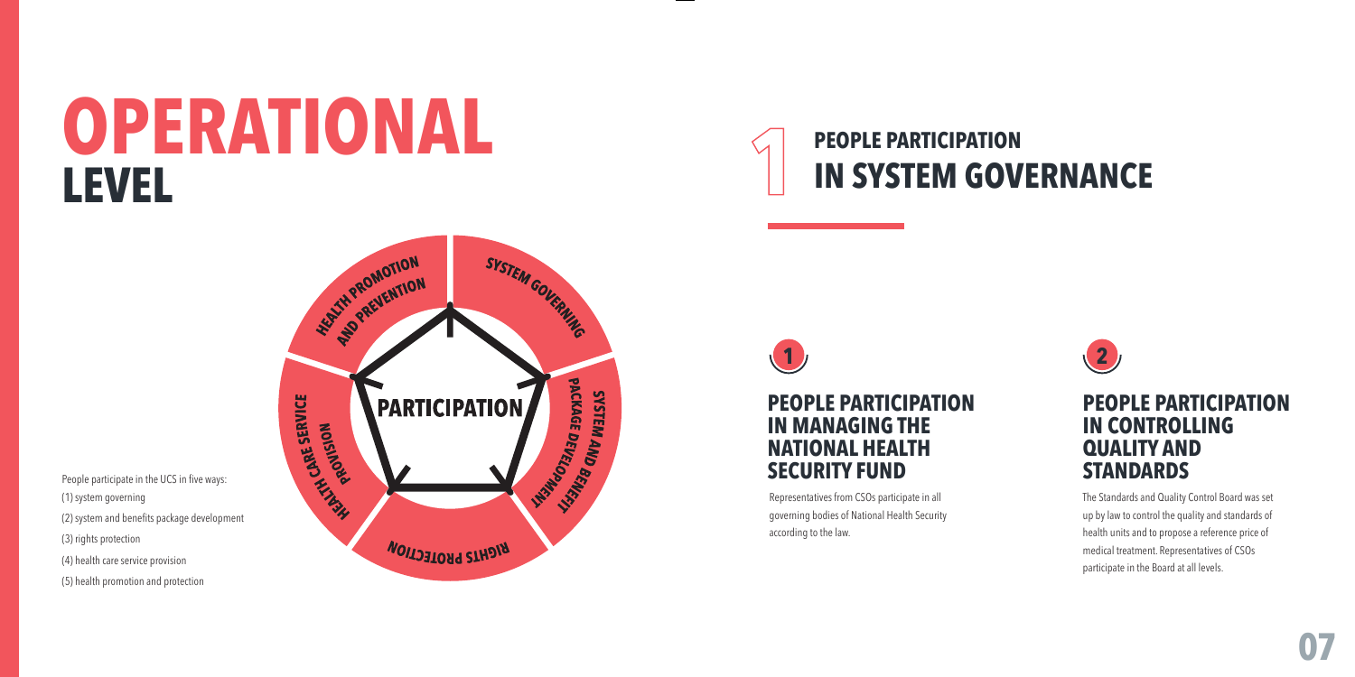# OPERATIONAL LEVEL

People participate in the UCS in five ways:

(1) system governing

(2) system and benefits package development

(3) rights protection

(4) health care service provision

(5) health promotion and protection

HEALTH PROMOTION AND PREVENTION

SYSTEM GOVERNING

SYSTEM AND BENEFIT PACKAGE DEVELOPMENT

RIGHTS PROTECTION

HEALTH CARE SERVICE PROVISION

PARTICIPATION

## 1 PEOPLE PARTICIPATION IN SYSTEM GOVERNANCE

### 1 PEOPLE PARTICIPATION IN MANAGING THE NATIONAL HEALTH SECURITY FUND

Representatives from CSOs participate in all governing bodies of National Health Security according to the law.

### 2 PEOPLE PARTICIPATION IN CONTROLLING QUALITY AND STANDARDS

The Standards and Quality Control Board was set up by law to control the quality and standards of health units and to propose a reference price of medical treatment. Representatives of CSOs participate in the Board at all levels.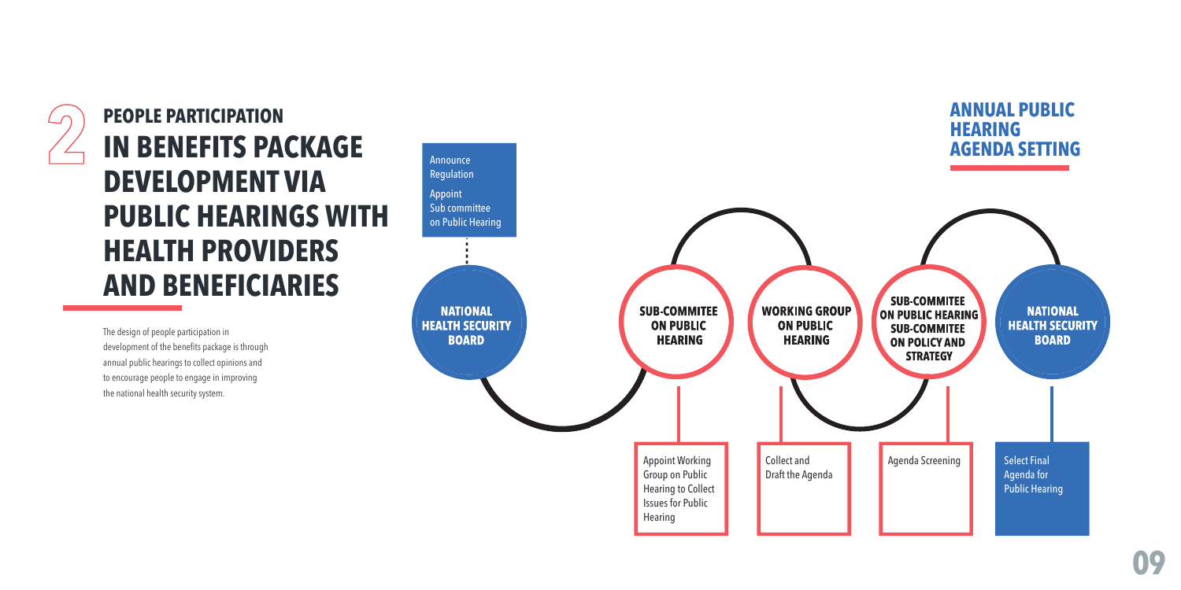## 2 PEOPLE PARTICIPATION

# IN BENEFITS PACKAGE DEVELOPMENT VIA PUBLIC HEARINGS WITH HEALTH PROVIDERS AND BENEFICIARIES

The design of people participation in development of the benefits package is through annual public hearings to collect opinions and to encourage people to engage in improving the national health security system.

## ANNUAL PUBLIC HEARING AGENDA SETTING

1. **NATIONAL HEALTH SECURITY BOARD** — Announce Regulation; Appoint Sub committee on Public Hearing
2. **SUB-COMMITEE ON PUBLIC HEARING** — Appoint Working Group on Public Hearing to Collect Issues for Public Hearing
3. **WORKING GROUP ON PUBLIC HEARING** — Collect and Draft the Agenda
4. **SUB-COMMITEE ON PUBLIC HEARING SUB-COMMITEE ON POLICY AND STRATEGY** — Agenda Screening
5. **NATIONAL HEALTH SECURITY BOARD** — Select Final Agenda for Public Hearing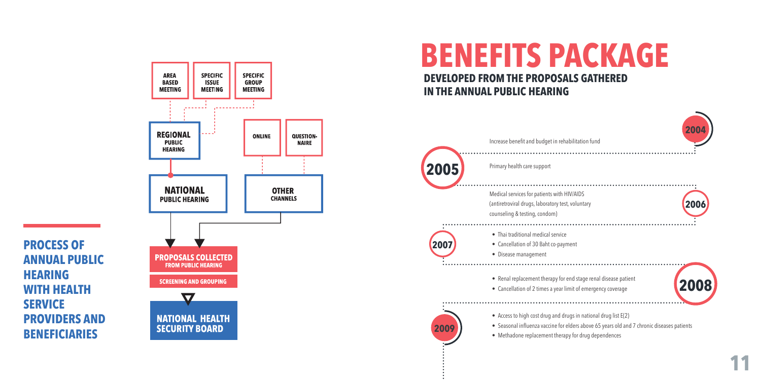## PROCESS OF ANNUAL PUBLIC HEARING WITH HEALTH SERVICE PROVIDERS AND BENEFICIARIES

AREA BASED MEETING

SPECIFIC ISSUE MEETING

SPECIFIC GROUP MEETING

REGIONAL PUBLIC HEARING

ONLINE

QUESTION-NAIRE

NATIONAL PUBLIC HEARING

OTHER CHANNELS

PROPOSALS COLLECTED FROM PUBLIC HEARING

SCREENING AND GROUPING

NATIONAL HEALTH SECURITY BOARD

# BENEFITS PACKAGE

## DEVELOPED FROM THE PROPOSALS GATHERED IN THE ANNUAL PUBLIC HEARING

**2004**

Increase benefit and budget in rehabilitation fund

**2005**

Primary health care support

**2006**

Medical services for patients with HIV/AIDS (antiretroviral drugs, laboratory test, voluntary counseling & testing, condom)

**2007**

- Thai traditional medical service
- Cancellation of 30 Baht co-payment
- Disease management

**2008**

- Renal replacement therapy for end stage renal disease patient
- Cancellation of 2 times a year limit of emergency coverage

**2009**

- Access to high cost drug and drugs in national drug list E(2)
- Seasonal influenza vaccine for elders above 65 years old and 7 chronic diseases patients
- Methadone replacement therapy for drug dependences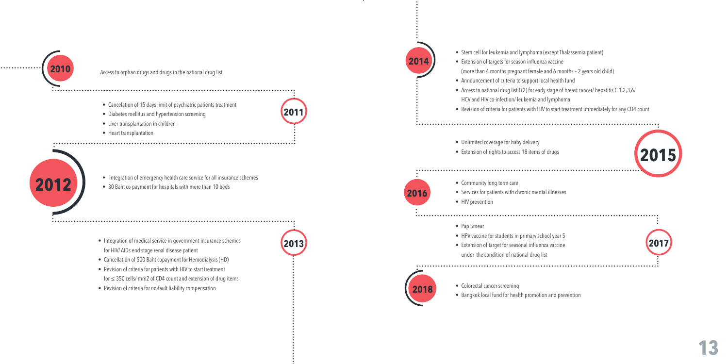## 2010

Access to orphan drugs and drugs in the national drug list

## 2011

- Cancelation of 15 days limit of psychiatric patients treatment
- Diabetes mellitus and hypertension screening
- Liver transplantation in children
- Heart transplantation

## 2012

- Integration of emergency health care service for all insurance schemes
- 30 Baht co-payment for hospitals with more than 10 beds

## 2013

- Integration of medical service in government insurance schemes for HIV/ AIDs end stage renal disease patient
- Cancellation of 500 Baht copayment for Hemodialysis (HD)
- Revision of criteria for patients with HIV to start treatment for ≤ 350 cells/ mm2 of CD4 count and extension of drug items
- Revision of criteria for no-fault liability compensation

## 2014

- Stem cell for leukemia and lymphoma (except Thalassemia patient)
- Extension of targets for season influenza vaccine (more than 4 months pregnant female and 6 months – 2 years old child)
- Announcement of criteria to support local health fund
- Access to national drug list E(2) for early stage of breast cancer/ hepatitis C 1,2,3,6/ HCV and HIV co-infection/ leukemia and lymphoma
- Revision of criteria for patients with HIV to start treatment immediately for any CD4 count

## 2015

- Unlimited coverage for baby delivery
- Extension of rights to access 18 items of drugs

## 2016

- Community long term care
- Services for patients with chronic mental illnesses
- HIV prevention

## 2017

- Pap Smear
- HPV vaccine for students in primary school year 5
- Extension of target for seasonal influenza vaccine under the condition of national drug list

## 2018

- Colorectal cancer screening
- Bangkok local fund for health promotion and prevention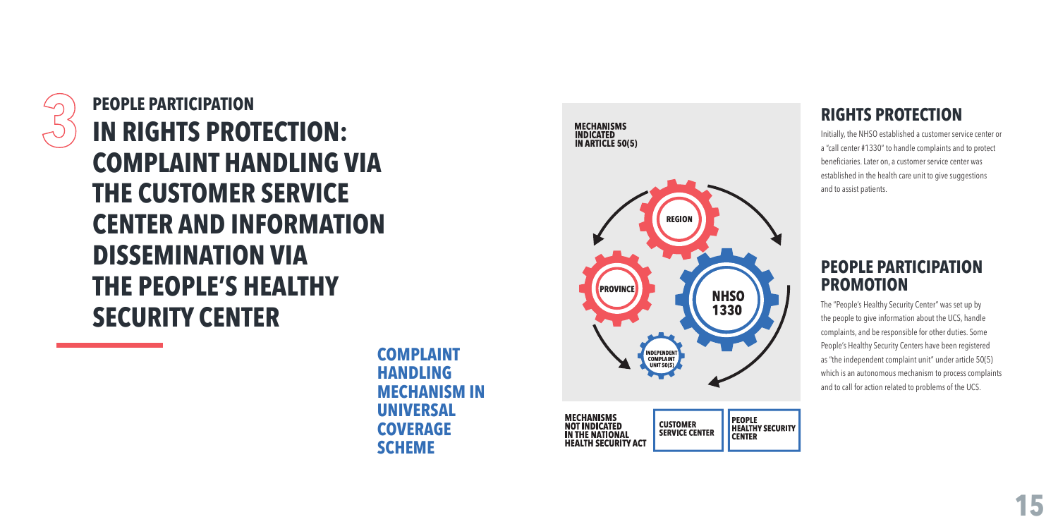# 3 PEOPLE PARTICIPATION IN RIGHTS PROTECTION: COMPLAINT HANDLING VIA THE CUSTOMER SERVICE CENTER AND INFORMATION DISSEMINATION VIA THE PEOPLE'S HEALTHY SECURITY CENTER

**COMPLAINT HANDLING MECHANISM IN UNIVERSAL COVERAGE SCHEME**

MECHANISMS INDICATED IN ARTICLE 50(5)

REGION

PROVINCE

NHSO 1330

INDEPENDENT COMPLAINT UNIT 50(5)

MECHANISMS NOT INDICATED IN THE NATIONAL HEALTH SECURITY ACT

CUSTOMER SERVICE CENTER

PEOPLE HEALTHY SECURITY CENTER

## RIGHTS PROTECTION

Initially, the NHSO established a customer service center or a "call center #1330" to handle complaints and to protect beneficiaries. Later on, a customer service center was established in the health care unit to give suggestions and to assist patients.

## PEOPLE PARTICIPATION PROMOTION

The "People's Healthy Security Center" was set up by the people to give information about the UCS, handle complaints, and be responsible for other duties. Some People's Healthy Security Centers have been registered as "the independent complaint unit" under article 50(5) which is an autonomous mechanism to process complaints and to call for action related to problems of the UCS.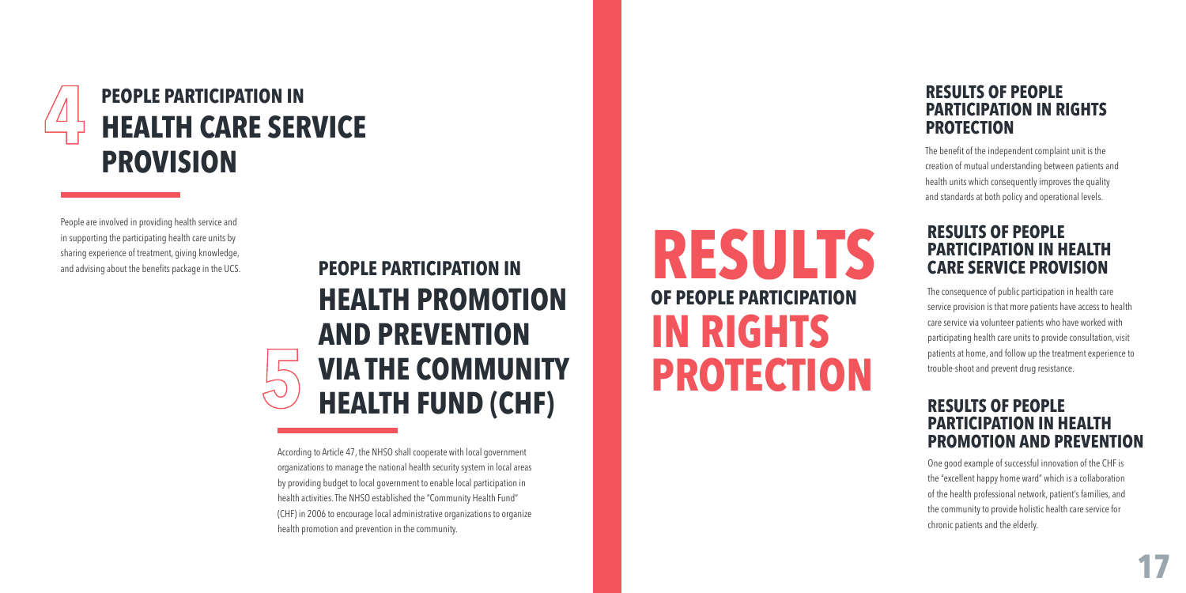## 4 PEOPLE PARTICIPATION IN HEALTH CARE SERVICE PROVISION

People are involved in providing health service and in supporting the participating health care units by sharing experience of treatment, giving knowledge, and advising about the benefits package in the UCS.

## 5 PEOPLE PARTICIPATION IN HEALTH PROMOTION AND PREVENTION VIA THE COMMUNITY HEALTH FUND (CHF)

According to Article 47, the NHSO shall cooperate with local government organizations to manage the national health security system in local areas by providing budget to local government to enable local participation in health activities. The NHSO established the "Community Health Fund" (CHF) in 2006 to encourage local administrative organizations to organize health promotion and prevention in the community.

# RESULTS OF PEOPLE PARTICIPATION IN RIGHTS PROTECTION

### RESULTS OF PEOPLE PARTICIPATION IN RIGHTS PROTECTION

The benefit of the independent complaint unit is the creation of mutual understanding between patients and health units which consequently improves the quality and standards at both policy and operational levels.

### RESULTS OF PEOPLE PARTICIPATION IN HEALTH CARE SERVICE PROVISION

The consequence of public participation in health care service provision is that more patients have access to health care service via volunteer patients who have worked with participating health care units to provide consultation, visit patients at home, and follow up the treatment experience to trouble-shoot and prevent drug resistance.

### RESULTS OF PEOPLE PARTICIPATION IN HEALTH PROMOTION AND PREVENTION

One good example of successful innovation of the CHF is the "excellent happy home ward" which is a collaboration of the health professional network, patient's families, and the community to provide holistic health care service for chronic patients and the elderly.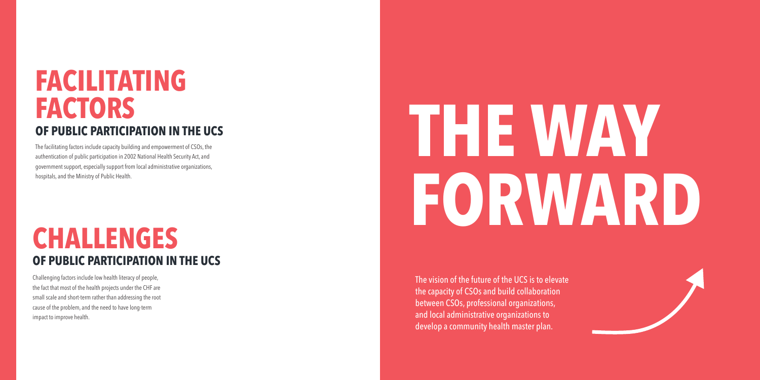# FACILITATING FACTORS

## OF PUBLIC PARTICIPATION IN THE UCS

The facilitating factors include capacity building and empowerment of CSOs, the authentication of public participation in 2002 National Health Security Act, and government support, especially support from local administrative organizations, hospitals, and the Ministry of Public Health.

# CHALLENGES

## OF PUBLIC PARTICIPATION IN THE UCS

Challenging factors include low health literacy of people, the fact that most of the health projects under the CHF are small scale and short-term rather than addressing the root cause of the problem, and the need to have long-term impact to improve health.

# THE WAY FORWARD

The vision of the future of the UCS is to elevate the capacity of CSOs and build collaboration between CSOs, professional organizations, and local administrative organizations to develop a community health master plan.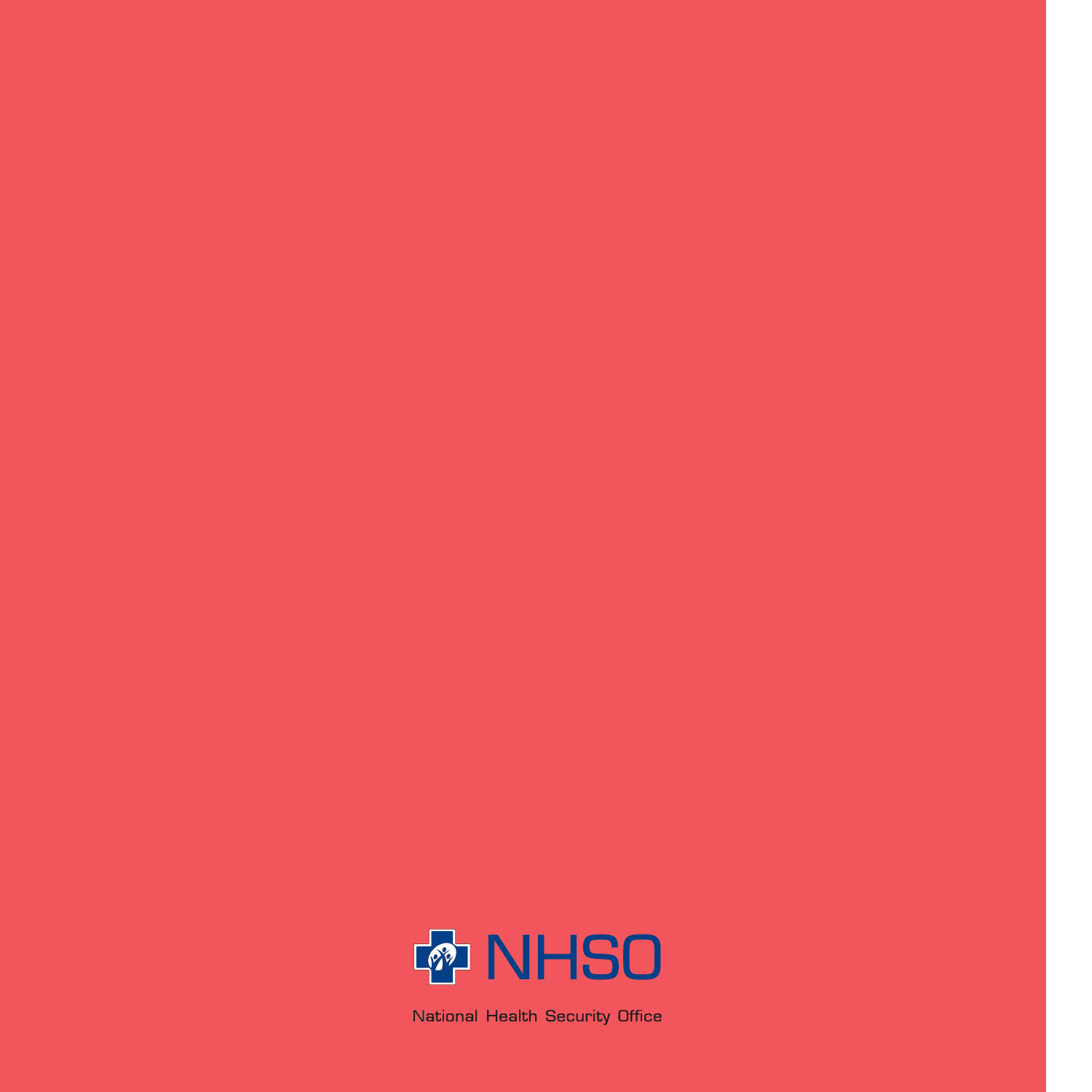NHSO

National Health Security Office